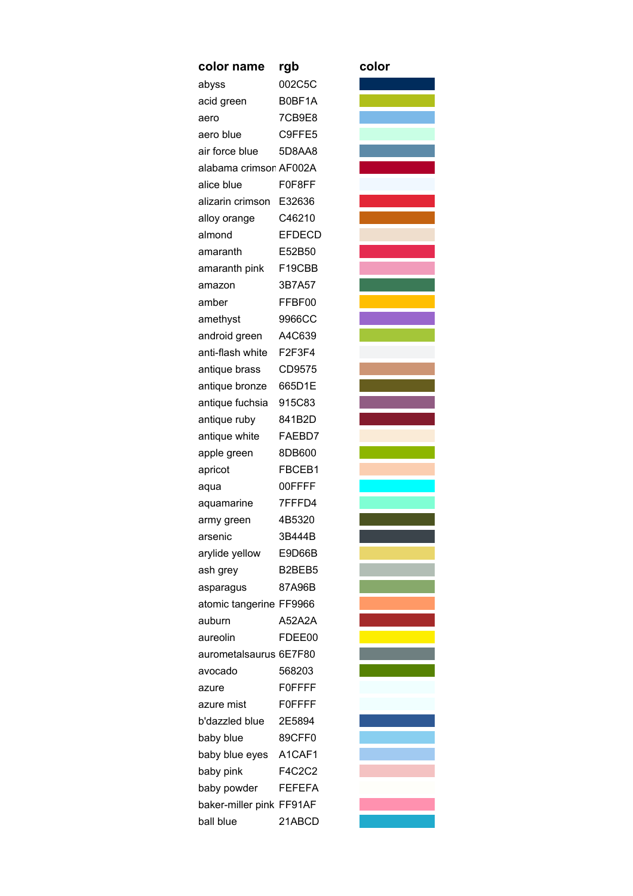| color name | rgb | color |
|---|---|---|
| abyss | 002C5C | |
| acid green | B0BF1A | |
| aero | 7CB9E8 | |
| aero blue | C9FFE5 | |
| air force blue | 5D8AA8 | |
| alabama crimson | AF002A | |
| alice blue | F0F8FF | |
| alizarin crimson | E32636 | |
| alloy orange | C46210 | |
| almond | EFDECD | |
| amaranth | E52B50 | |
| amaranth pink | F19CBB | |
| amazon | 3B7A57 | |
| amber | FFBF00 | |
| amethyst | 9966CC | |
| android green | A4C639 | |
| anti-flash white | F2F3F4 | |
| antique brass | CD9575 | |
| antique bronze | 665D1E | |
| antique fuchsia | 915C83 | |
| antique ruby | 841B2D | |
| antique white | FAEBD7 | |
| apple green | 8DB600 | |
| apricot | FBCEB1 | |
| aqua | 00FFFF | |
| aquamarine | 7FFFD4 | |
| army green | 4B5320 | |
| arsenic | 3B444B | |
| arylide yellow | E9D66B | |
| ash grey | B2BEB5 | |
| asparagus | 87A96B | |
| atomic tangerine | FF9966 | |
| auburn | A52A2A | |
| aureolin | FDEE00 | |
| aurometalsaurus | 6E7F80 | |
| avocado | 568203 | |
| azure | F0FFFF | |
| azure mist | F0FFFF | |
| b'dazzled blue | 2E5894 | |
| baby blue | 89CFF0 | |
| baby blue eyes | A1CAF1 | |
| baby pink | F4C2C2 | |
| baby powder | FEFEFA | |
| baker-miller pink | FF91AF | |
| ball blue | 21ABCD | |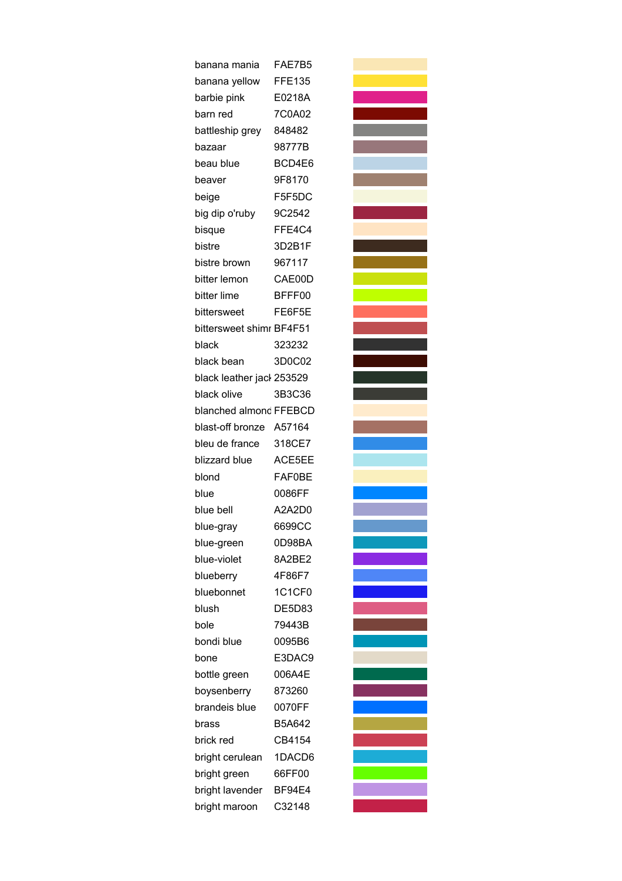| | | |
|---|---|---|
| banana mania | FAE7B5 | |
| banana yellow | FFE135 | |
| barbie pink | E0218A | |
| barn red | 7C0A02 | |
| battleship grey | 848482 | |
| bazaar | 98777B | |
| beau blue | BCD4E6 | |
| beaver | 9F8170 | |
| beige | F5F5DC | |
| big dip o'ruby | 9C2542 | |
| bisque | FFE4C4 | |
| bistre | 3D2B1F | |
| bistre brown | 967117 | |
| bitter lemon | CAE00D | |
| bitter lime | BFFF00 | |
| bittersweet | FE6F5E | |
| bittersweet shimr | BF4F51 | |
| black | 323232 | |
| black bean | 3D0C02 | |
| black leather jacl | 253529 | |
| black olive | 3B3C36 | |
| blanched almonc | FFEBCD | |
| blast-off bronze | A57164 | |
| bleu de france | 318CE7 | |
| blizzard blue | ACE5EE | |
| blond | FAF0BE | |
| blue | 0086FF | |
| blue bell | A2A2D0 | |
| blue-gray | 6699CC | |
| blue-green | 0D98BA | |
| blue-violet | 8A2BE2 | |
| blueberry | 4F86F7 | |
| bluebonnet | 1C1CF0 | |
| blush | DE5D83 | |
| bole | 79443B | |
| bondi blue | 0095B6 | |
| bone | E3DAC9 | |
| bottle green | 006A4E | |
| boysenberry | 873260 | |
| brandeis blue | 0070FF | |
| brass | B5A642 | |
| brick red | CB4154 | |
| bright cerulean | 1DACD6 | |
| bright green | 66FF00 | |
| bright lavender | BF94E4 | |
| bright maroon | C32148 | |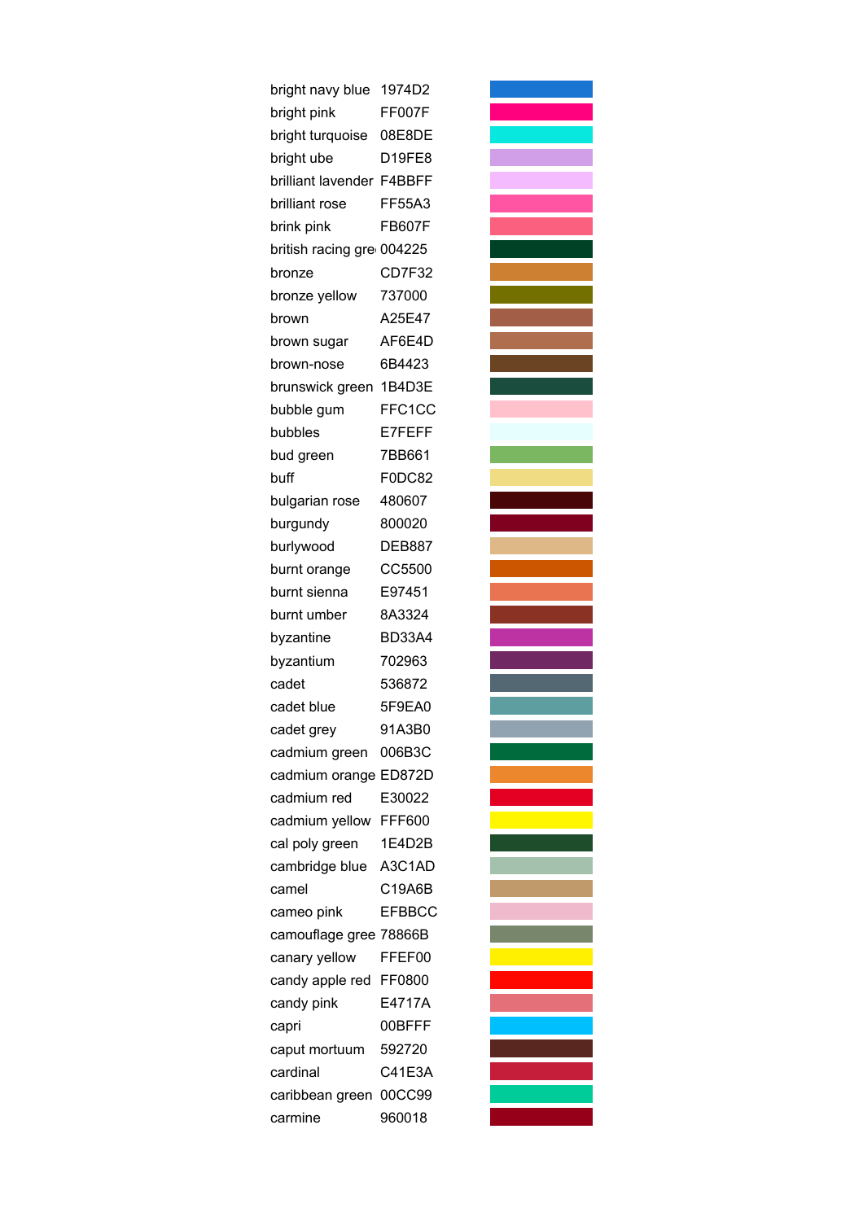| | | |
|---|---|---|
| bright navy blue | 1974D2 | |
| bright pink | FF007F | |
| bright turquoise | 08E8DE | |
| bright ube | D19FE8 | |
| brilliant lavender | F4BBFF | |
| brilliant rose | FF55A3 | |
| brink pink | FB607F | |
| british racing gre | 004225 | |
| bronze | CD7F32 | |
| bronze yellow | 737000 | |
| brown | A25E47 | |
| brown sugar | AF6E4D | |
| brown-nose | 6B4423 | |
| brunswick green | 1B4D3E | |
| bubble gum | FFC1CC | |
| bubbles | E7FEFF | |
| bud green | 7BB661 | |
| buff | F0DC82 | |
| bulgarian rose | 480607 | |
| burgundy | 800020 | |
| burlywood | DEB887 | |
| burnt orange | CC5500 | |
| burnt sienna | E97451 | |
| burnt umber | 8A3324 | |
| byzantine | BD33A4 | |
| byzantium | 702963 | |
| cadet | 536872 | |
| cadet blue | 5F9EA0 | |
| cadet grey | 91A3B0 | |
| cadmium green | 006B3C | |
| cadmium orange | ED872D | |
| cadmium red | E30022 | |
| cadmium yellow | FFF600 | |
| cal poly green | 1E4D2B | |
| cambridge blue | A3C1AD | |
| camel | C19A6B | |
| cameo pink | EFBBCC | |
| camouflage gree | 78866B | |
| canary yellow | FFEF00 | |
| candy apple red | FF0800 | |
| candy pink | E4717A | |
| capri | 00BFFF | |
| caput mortuum | 592720 | |
| cardinal | C41E3A | |
| caribbean green | 00CC99 | |
| carmine | 960018 | |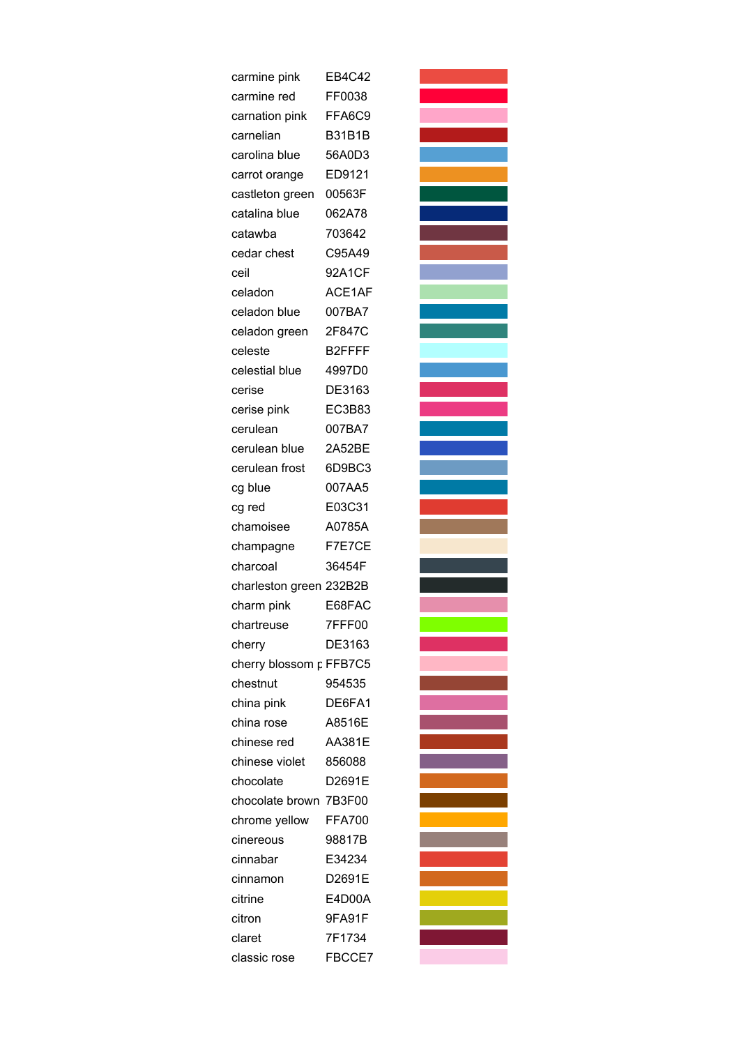| | | |
|---|---|---|
| carmine pink | EB4C42 | |
| carmine red | FF0038 | |
| carnation pink | FFA6C9 | |
| carnelian | B31B1B | |
| carolina blue | 56A0D3 | |
| carrot orange | ED9121 | |
| castleton green | 00563F | |
| catalina blue | 062A78 | |
| catawba | 703642 | |
| cedar chest | C95A49 | |
| ceil | 92A1CF | |
| celadon | ACE1AF | |
| celadon blue | 007BA7 | |
| celadon green | 2F847C | |
| celeste | B2FFFF | |
| celestial blue | 4997D0 | |
| cerise | DE3163 | |
| cerise pink | EC3B83 | |
| cerulean | 007BA7 | |
| cerulean blue | 2A52BE | |
| cerulean frost | 6D9BC3 | |
| cg blue | 007AA5 | |
| cg red | E03C31 | |
| chamoisee | A0785A | |
| champagne | F7E7CE | |
| charcoal | 36454F | |
| charleston green | 232B2B | |
| charm pink | E68FAC | |
| chartreuse | 7FFF00 | |
| cherry | DE3163 | |
| cherry blossom p | FFB7C5 | |
| chestnut | 954535 | |
| china pink | DE6FA1 | |
| china rose | A8516E | |
| chinese red | AA381E | |
| chinese violet | 856088 | |
| chocolate | D2691E | |
| chocolate brown | 7B3F00 | |
| chrome yellow | FFA700 | |
| cinereous | 98817B | |
| cinnabar | E34234 | |
| cinnamon | D2691E | |
| citrine | E4D00A | |
| citron | 9FA91F | |
| claret | 7F1734 | |
| classic rose | FBCCE7 | |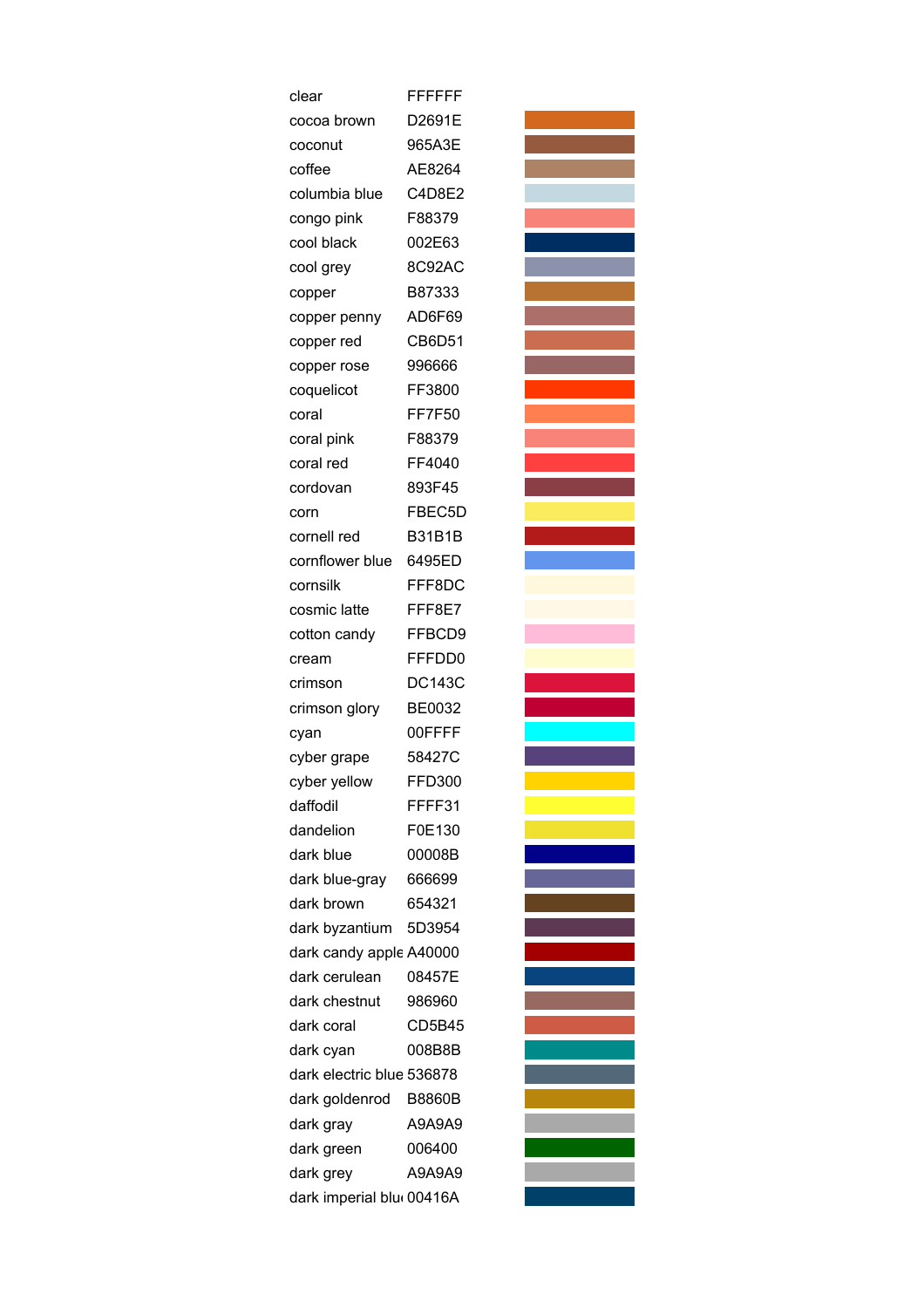| | | |
|---|---|---|
| clear | FFFFFF | |
| cocoa brown | D2691E | |
| coconut | 965A3E | |
| coffee | AE8264 | |
| columbia blue | C4D8E2 | |
| congo pink | F88379 | |
| cool black | 002E63 | |
| cool grey | 8C92AC | |
| copper | B87333 | |
| copper penny | AD6F69 | |
| copper red | CB6D51 | |
| copper rose | 996666 | |
| coquelicot | FF3800 | |
| coral | FF7F50 | |
| coral pink | F88379 | |
| coral red | FF4040 | |
| cordovan | 893F45 | |
| corn | FBEC5D | |
| cornell red | B31B1B | |
| cornflower blue | 6495ED | |
| cornsilk | FFF8DC | |
| cosmic latte | FFF8E7 | |
| cotton candy | FFBCD9 | |
| cream | FFFDD0 | |
| crimson | DC143C | |
| crimson glory | BE0032 | |
| cyan | 00FFFF | |
| cyber grape | 58427C | |
| cyber yellow | FFD300 | |
| daffodil | FFFF31 | |
| dandelion | F0E130 | |
| dark blue | 00008B | |
| dark blue-gray | 666699 | |
| dark brown | 654321 | |
| dark byzantium | 5D3954 | |
| dark candy apple | A40000 | |
| dark cerulean | 08457E | |
| dark chestnut | 986960 | |
| dark coral | CD5B45 | |
| dark cyan | 008B8B | |
| dark electric blue | 536878 | |
| dark goldenrod | B8860B | |
| dark gray | A9A9A9 | |
| dark green | 006400 | |
| dark grey | A9A9A9 | |
| dark imperial blue | 00416A | |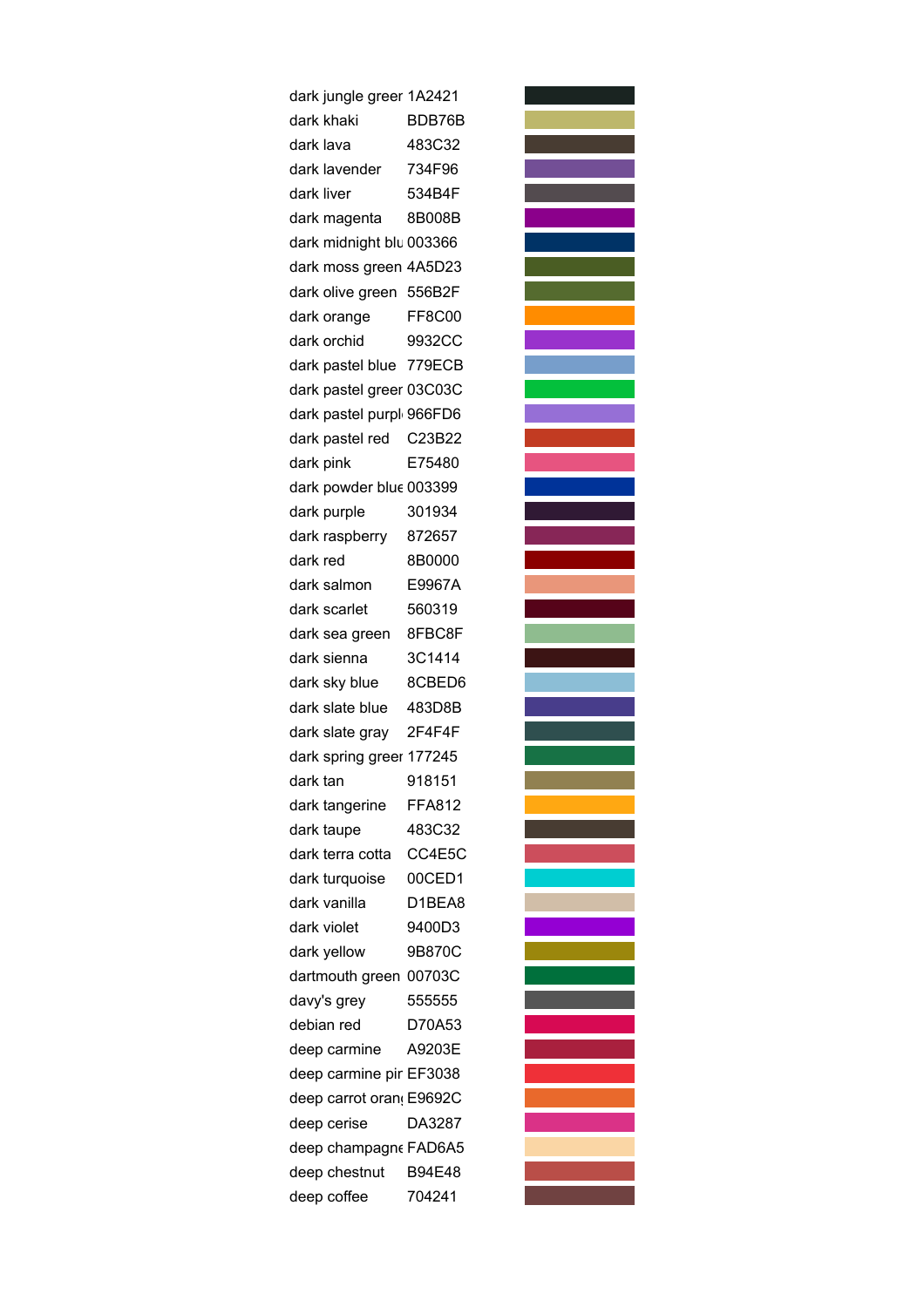| | | |
|---|---|---|
| dark jungle greer | 1A2421 | |
| dark khaki | BDB76B | |
| dark lava | 483C32 | |
| dark lavender | 734F96 | |
| dark liver | 534B4F | |
| dark magenta | 8B008B | |
| dark midnight blu | 003366 | |
| dark moss green | 4A5D23 | |
| dark olive green | 556B2F | |
| dark orange | FF8C00 | |
| dark orchid | 9932CC | |
| dark pastel blue | 779ECB | |
| dark pastel greer | 03C03C | |
| dark pastel purpl | 966FD6 | |
| dark pastel red | C23B22 | |
| dark pink | E75480 | |
| dark powder blue | 003399 | |
| dark purple | 301934 | |
| dark raspberry | 872657 | |
| dark red | 8B0000 | |
| dark salmon | E9967A | |
| dark scarlet | 560319 | |
| dark sea green | 8FBC8F | |
| dark sienna | 3C1414 | |
| dark sky blue | 8CBED6 | |
| dark slate blue | 483D8B | |
| dark slate gray | 2F4F4F | |
| dark spring greer | 177245 | |
| dark tan | 918151 | |
| dark tangerine | FFA812 | |
| dark taupe | 483C32 | |
| dark terra cotta | CC4E5C | |
| dark turquoise | 00CED1 | |
| dark vanilla | D1BEA8 | |
| dark violet | 9400D3 | |
| dark yellow | 9B870C | |
| dartmouth green | 00703C | |
| davy's grey | 555555 | |
| debian red | D70A53 | |
| deep carmine | A9203E | |
| deep carmine pir | EF3038 | |
| deep carrot oran | E9692C | |
| deep cerise | DA3287 | |
| deep champagne | FAD6A5 | |
| deep chestnut | B94E48 | |
| deep coffee | 704241 | |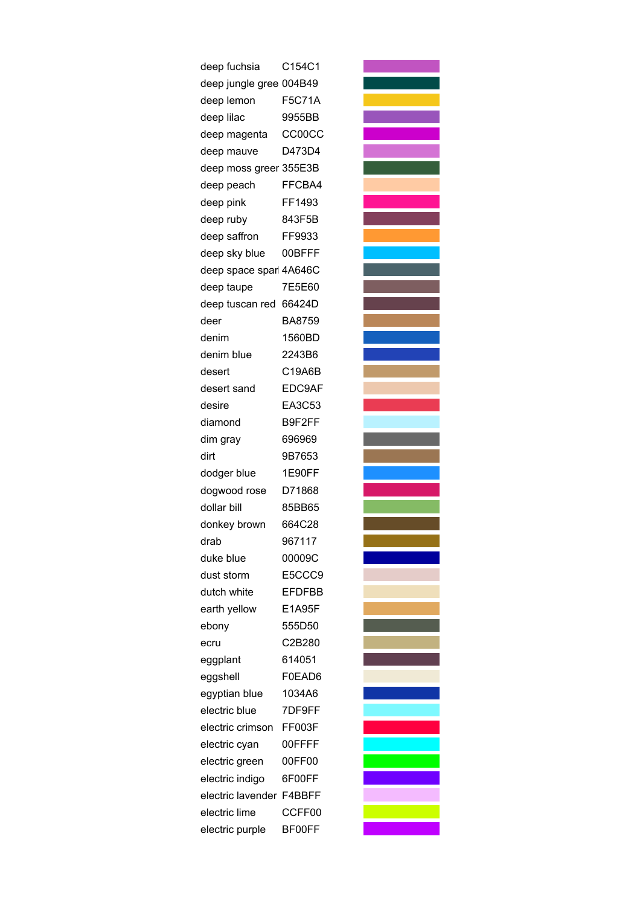| | | |
|---|---|---|
| deep fuchsia | C154C1 | |
| deep jungle gree | 004B49 | |
| deep lemon | F5C71A | |
| deep lilac | 9955BB | |
| deep magenta | CC00CC | |
| deep mauve | D473D4 | |
| deep moss greer | 355E3B | |
| deep peach | FFCBA4 | |
| deep pink | FF1493 | |
| deep ruby | 843F5B | |
| deep saffron | FF9933 | |
| deep sky blue | 00BFFF | |
| deep space spar | 4A646C | |
| deep taupe | 7E5E60 | |
| deep tuscan red | 66424D | |
| deer | BA8759 | |
| denim | 1560BD | |
| denim blue | 2243B6 | |
| desert | C19A6B | |
| desert sand | EDC9AF | |
| desire | EA3C53 | |
| diamond | B9F2FF | |
| dim gray | 696969 | |
| dirt | 9B7653 | |
| dodger blue | 1E90FF | |
| dogwood rose | D71868 | |
| dollar bill | 85BB65 | |
| donkey brown | 664C28 | |
| drab | 967117 | |
| duke blue | 00009C | |
| dust storm | E5CCC9 | |
| dutch white | EFDFBB | |
| earth yellow | E1A95F | |
| ebony | 555D50 | |
| ecru | C2B280 | |
| eggplant | 614051 | |
| eggshell | F0EAD6 | |
| egyptian blue | 1034A6 | |
| electric blue | 7DF9FF | |
| electric crimson | FF003F | |
| electric cyan | 00FFFF | |
| electric green | 00FF00 | |
| electric indigo | 6F00FF | |
| electric lavender | F4BBFF | |
| electric lime | CCFF00 | |
| electric purple | BF00FF | |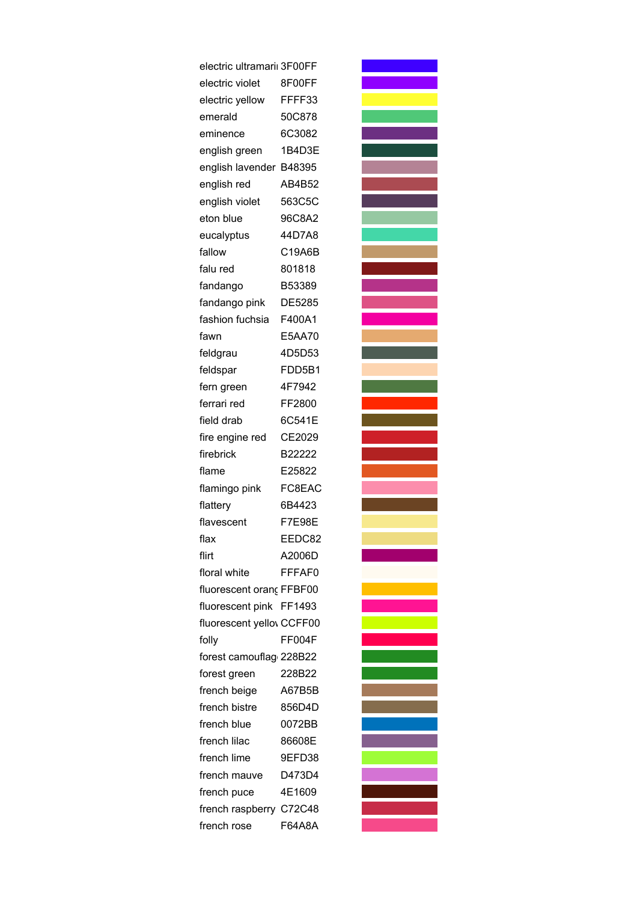| | | |
|---|---|---|
| electric ultramari | 3F00FF | |
| electric violet | 8F00FF | |
| electric yellow | FFFF33 | |
| emerald | 50C878 | |
| eminence | 6C3082 | |
| english green | 1B4D3E | |
| english lavender | B48395 | |
| english red | AB4B52 | |
| english violet | 563C5C | |
| eton blue | 96C8A2 | |
| eucalyptus | 44D7A8 | |
| fallow | C19A6B | |
| falu red | 801818 | |
| fandango | B53389 | |
| fandango pink | DE5285 | |
| fashion fuchsia | F400A1 | |
| fawn | E5AA70 | |
| feldgrau | 4D5D53 | |
| feldspar | FDD5B1 | |
| fern green | 4F7942 | |
| ferrari red | FF2800 | |
| field drab | 6C541E | |
| fire engine red | CE2029 | |
| firebrick | B22222 | |
| flame | E25822 | |
| flamingo pink | FC8EAC | |
| flattery | 6B4423 | |
| flavescent | F7E98E | |
| flax | EEDC82 | |
| flirt | A2006D | |
| floral white | FFFAF0 | |
| fluorescent orang | FFBF00 | |
| fluorescent pink | FF1493 | |
| fluorescent yellov | CCFF00 | |
| folly | FF004F | |
| forest camouflag | 228B22 | |
| forest green | 228B22 | |
| french beige | A67B5B | |
| french bistre | 856D4D | |
| french blue | 0072BB | |
| french lilac | 86608E | |
| french lime | 9EFD38 | |
| french mauve | D473D4 | |
| french puce | 4E1609 | |
| french raspberry | C72C48 | |
| french rose | F64A8A | |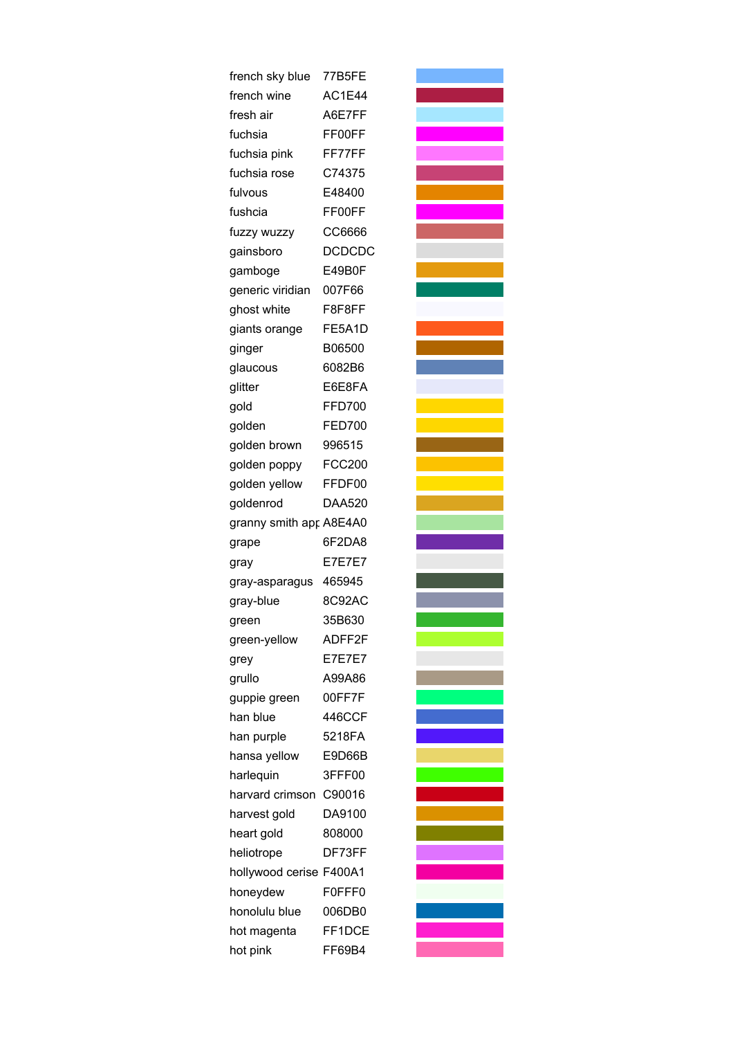| | | |
|---|---|---|
| french sky blue | 77B5FE | |
| french wine | AC1E44 | |
| fresh air | A6E7FF | |
| fuchsia | FF00FF | |
| fuchsia pink | FF77FF | |
| fuchsia rose | C74375 | |
| fulvous | E48400 | |
| fushcia | FF00FF | |
| fuzzy wuzzy | CC6666 | |
| gainsboro | DCDCDC | |
| gamboge | E49B0F | |
| generic viridian | 007F66 | |
| ghost white | F8F8FF | |
| giants orange | FE5A1D | |
| ginger | B06500 | |
| glaucous | 6082B6 | |
| glitter | E6E8FA | |
| gold | FFD700 | |
| golden | FED700 | |
| golden brown | 996515 | |
| golden poppy | FCC200 | |
| golden yellow | FFDF00 | |
| goldenrod | DAA520 | |
| granny smith apр | A8E4A0 | |
| grape | 6F2DA8 | |
| gray | E7E7E7 | |
| gray-asparagus | 465945 | |
| gray-blue | 8C92AC | |
| green | 35B630 | |
| green-yellow | ADFF2F | |
| grey | E7E7E7 | |
| grullo | A99A86 | |
| guppie green | 00FF7F | |
| han blue | 446CCF | |
| han purple | 5218FA | |
| hansa yellow | E9D66B | |
| harlequin | 3FFF00 | |
| harvard crimson | C90016 | |
| harvest gold | DA9100 | |
| heart gold | 808000 | |
| heliotrope | DF73FF | |
| hollywood cerise | F400A1 | |
| honeydew | F0FFF0 | |
| honolulu blue | 006DB0 | |
| hot magenta | FF1DCE | |
| hot pink | FF69B4 | |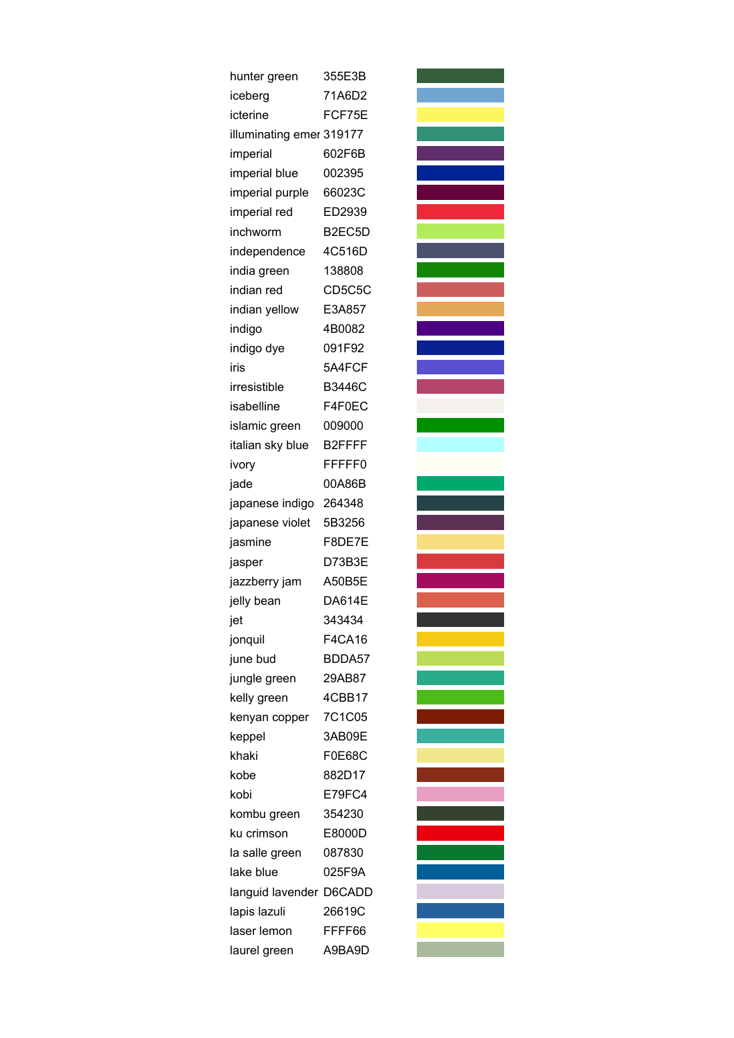| | | |
|---|---|---|
| hunter green | 355E3B | |
| iceberg | 71A6D2 | |
| icterine | FCF75E | |
| illuminating emer | 319177 | |
| imperial | 602F6B | |
| imperial blue | 002395 | |
| imperial purple | 66023C | |
| imperial red | ED2939 | |
| inchworm | B2EC5D | |
| independence | 4C516D | |
| india green | 138808 | |
| indian red | CD5C5C | |
| indian yellow | E3A857 | |
| indigo | 4B0082 | |
| indigo dye | 091F92 | |
| iris | 5A4FCF | |
| irresistible | B3446C | |
| isabelline | F4F0EC | |
| islamic green | 009000 | |
| italian sky blue | B2FFFF | |
| ivory | FFFFF0 | |
| jade | 00A86B | |
| japanese indigo | 264348 | |
| japanese violet | 5B3256 | |
| jasmine | F8DE7E | |
| jasper | D73B3E | |
| jazzberry jam | A50B5E | |
| jelly bean | DA614E | |
| jet | 343434 | |
| jonquil | F4CA16 | |
| june bud | BDDA57 | |
| jungle green | 29AB87 | |
| kelly green | 4CBB17 | |
| kenyan copper | 7C1C05 | |
| keppel | 3AB09E | |
| khaki | F0E68C | |
| kobe | 882D17 | |
| kobi | E79FC4 | |
| kombu green | 354230 | |
| ku crimson | E8000D | |
| la salle green | 087830 | |
| lake blue | 025F9A | |
| languid lavender | D6CADD | |
| lapis lazuli | 26619C | |
| laser lemon | FFFF66 | |
| laurel green | A9BA9D | |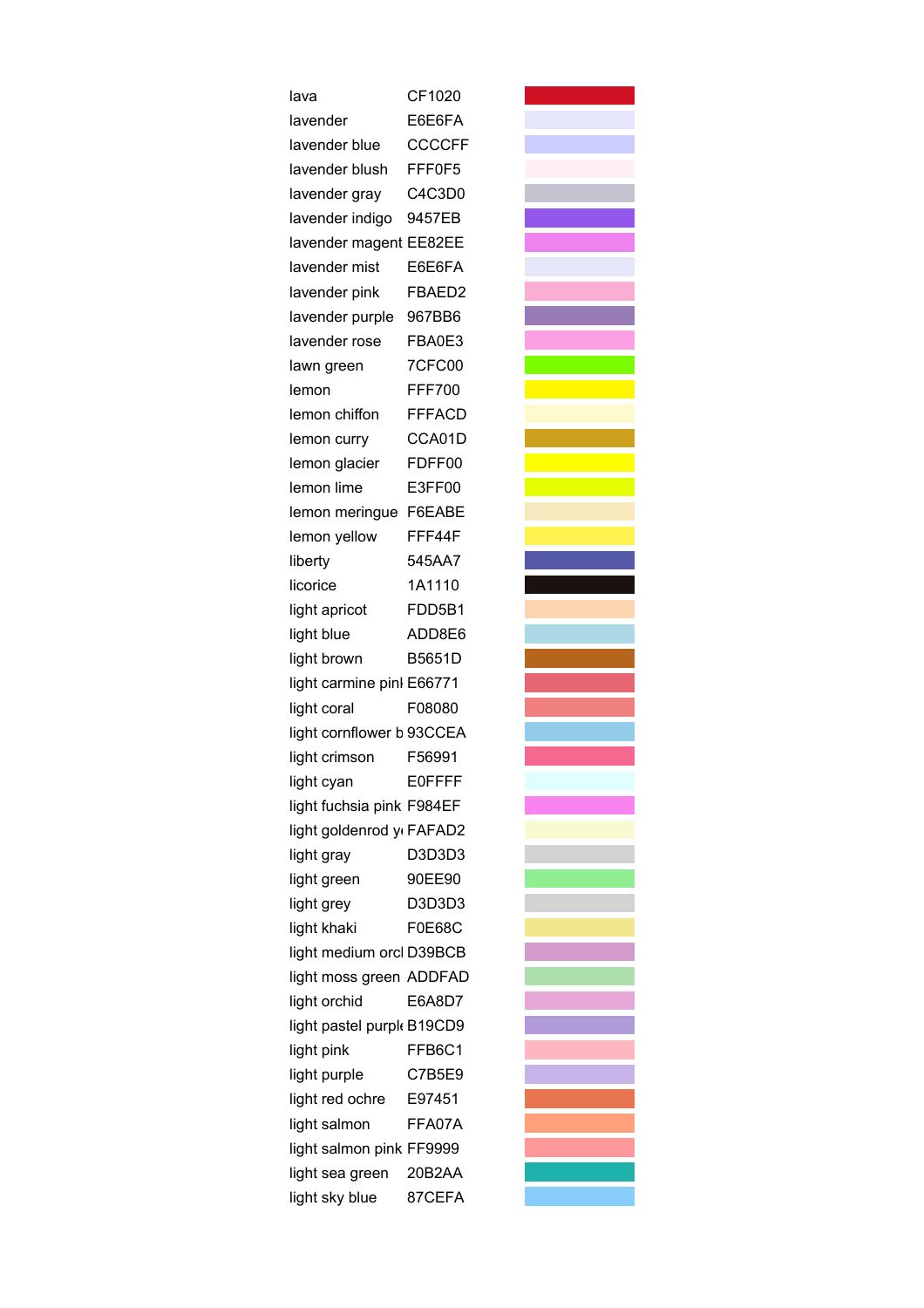| | | |
|---|---|---|
| lava | CF1020 | |
| lavender | E6E6FA | |
| lavender blue | CCCCFF | |
| lavender blush | FFF0F5 | |
| lavender gray | C4C3D0 | |
| lavender indigo | 9457EB | |
| lavender magent | EE82EE | |
| lavender mist | E6E6FA | |
| lavender pink | FBAED2 | |
| lavender purple | 967BB6 | |
| lavender rose | FBA0E3 | |
| lawn green | 7CFC00 | |
| lemon | FFF700 | |
| lemon chiffon | FFFACD | |
| lemon curry | CCA01D | |
| lemon glacier | FDFF00 | |
| lemon lime | E3FF00 | |
| lemon meringue | F6EABE | |
| lemon yellow | FFF44F | |
| liberty | 545AA7 | |
| licorice | 1A1110 | |
| light apricot | FDD5B1 | |
| light blue | ADD8E6 | |
| light brown | B5651D | |
| light carmine pinl | E66771 | |
| light coral | F08080 | |
| light cornflower b | 93CCEA | |
| light crimson | F56991 | |
| light cyan | E0FFFF | |
| light fuchsia pink | F984EF | |
| light goldenrod y | FAFAD2 | |
| light gray | D3D3D3 | |
| light green | 90EE90 | |
| light grey | D3D3D3 | |
| light khaki | F0E68C | |
| light medium orcl | D39BCB | |
| light moss green | ADDFAD | |
| light orchid | E6A8D7 | |
| light pastel purple | B19CD9 | |
| light pink | FFB6C1 | |
| light purple | C7B5E9 | |
| light red ochre | E97451 | |
| light salmon | FFA07A | |
| light salmon pink | FF9999 | |
| light sea green | 20B2AA | |
| light sky blue | 87CEFA | |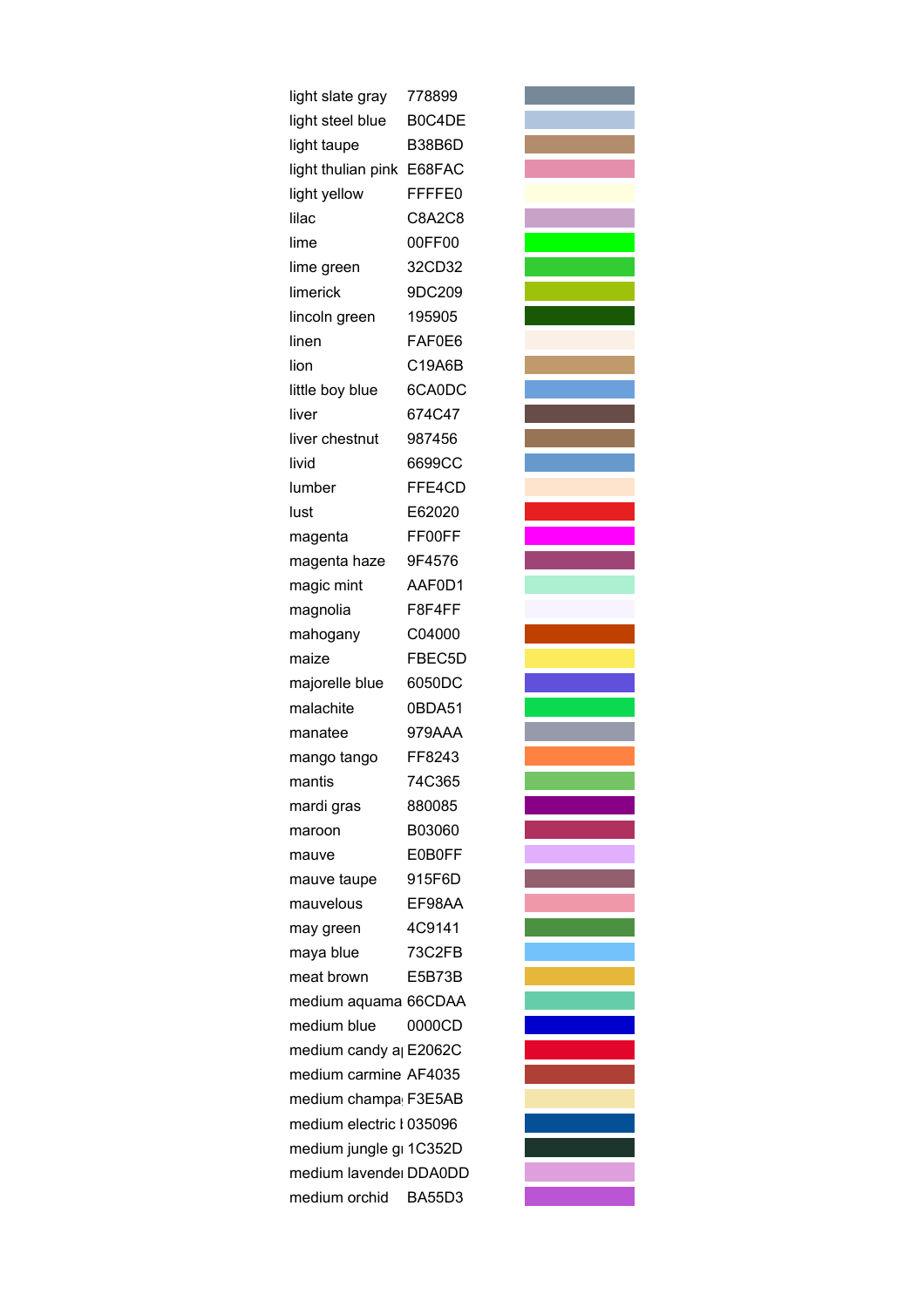| | | |
|---|---|---|
| light slate gray | 778899 | |
| light steel blue | B0C4DE | |
| light taupe | B38B6D | |
| light thulian pink | E68FAC | |
| light yellow | FFFFE0 | |
| lilac | C8A2C8 | |
| lime | 00FF00 | |
| lime green | 32CD32 | |
| limerick | 9DC209 | |
| lincoln green | 195905 | |
| linen | FAF0E6 | |
| lion | C19A6B | |
| little boy blue | 6CA0DC | |
| liver | 674C47 | |
| liver chestnut | 987456 | |
| livid | 6699CC | |
| lumber | FFE4CD | |
| lust | E62020 | |
| magenta | FF00FF | |
| magenta haze | 9F4576 | |
| magic mint | AAF0D1 | |
| magnolia | F8F4FF | |
| mahogany | C04000 | |
| maize | FBEC5D | |
| majorelle blue | 6050DC | |
| malachite | 0BDA51 | |
| manatee | 979AAA | |
| mango tango | FF8243 | |
| mantis | 74C365 | |
| mardi gras | 880085 | |
| maroon | B03060 | |
| mauve | E0B0FF | |
| mauve taupe | 915F6D | |
| mauvelous | EF98AA | |
| may green | 4C9141 | |
| maya blue | 73C2FB | |
| meat brown | E5B73B | |
| medium aquama | 66CDAA | |
| medium blue | 0000CD | |
| medium candy ap | E2062C | |
| medium carmine | AF4035 | |
| medium champa | F3E5AB | |
| medium electric b | 035096 | |
| medium jungle gr | 1C352D | |
| medium lavender | DDA0DD | |
| medium orchid | BA55D3 | |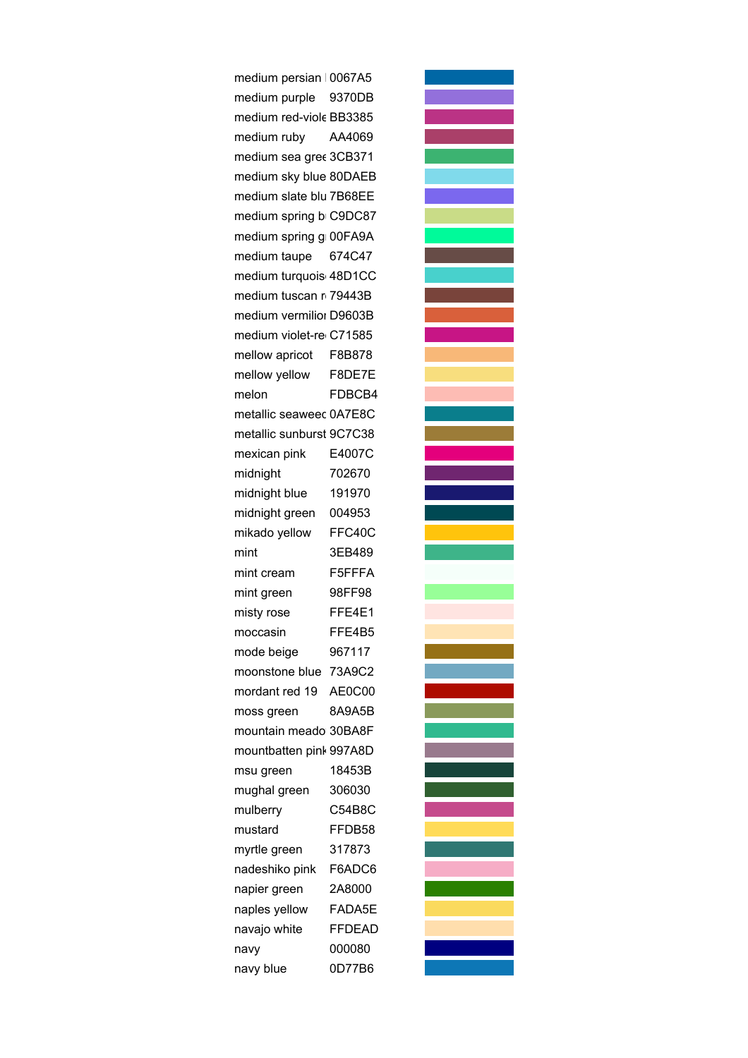| | | |
|---|---|---|
| medium persian | 0067A5 | |
| medium purple | 9370DB | |
| medium red-viole | BB3385 | |
| medium ruby | AA4069 | |
| medium sea gree | 3CB371 | |
| medium sky blue | 80DAEB | |
| medium slate blu | 7B68EE | |
| medium spring b | C9DC87 | |
| medium spring g | 00FA9A | |
| medium taupe | 674C47 | |
| medium turquois | 48D1CC | |
| medium tuscan r | 79443B | |
| medium vermilior | D9603B | |
| medium violet-re | C71585 | |
| mellow apricot | F8B878 | |
| mellow yellow | F8DE7E | |
| melon | FDBCB4 | |
| metallic seawee | 0A7E8C | |
| metallic sunburst | 9C7C38 | |
| mexican pink | E4007C | |
| midnight | 702670 | |
| midnight blue | 191970 | |
| midnight green | 004953 | |
| mikado yellow | FFC40C | |
| mint | 3EB489 | |
| mint cream | F5FFFA | |
| mint green | 98FF98 | |
| misty rose | FFE4E1 | |
| moccasin | FFE4B5 | |
| mode beige | 967117 | |
| moonstone blue | 73A9C2 | |
| mordant red 19 | AE0C00 | |
| moss green | 8A9A5B | |
| mountain meado | 30BA8F | |
| mountbatten pink | 997A8D | |
| msu green | 18453B | |
| mughal green | 306030 | |
| mulberry | C54B8C | |
| mustard | FFDB58 | |
| myrtle green | 317873 | |
| nadeshiko pink | F6ADC6 | |
| napier green | 2A8000 | |
| naples yellow | FADA5E | |
| navajo white | FFDEAD | |
| navy | 000080 | |
| navy blue | 0D77B6 | |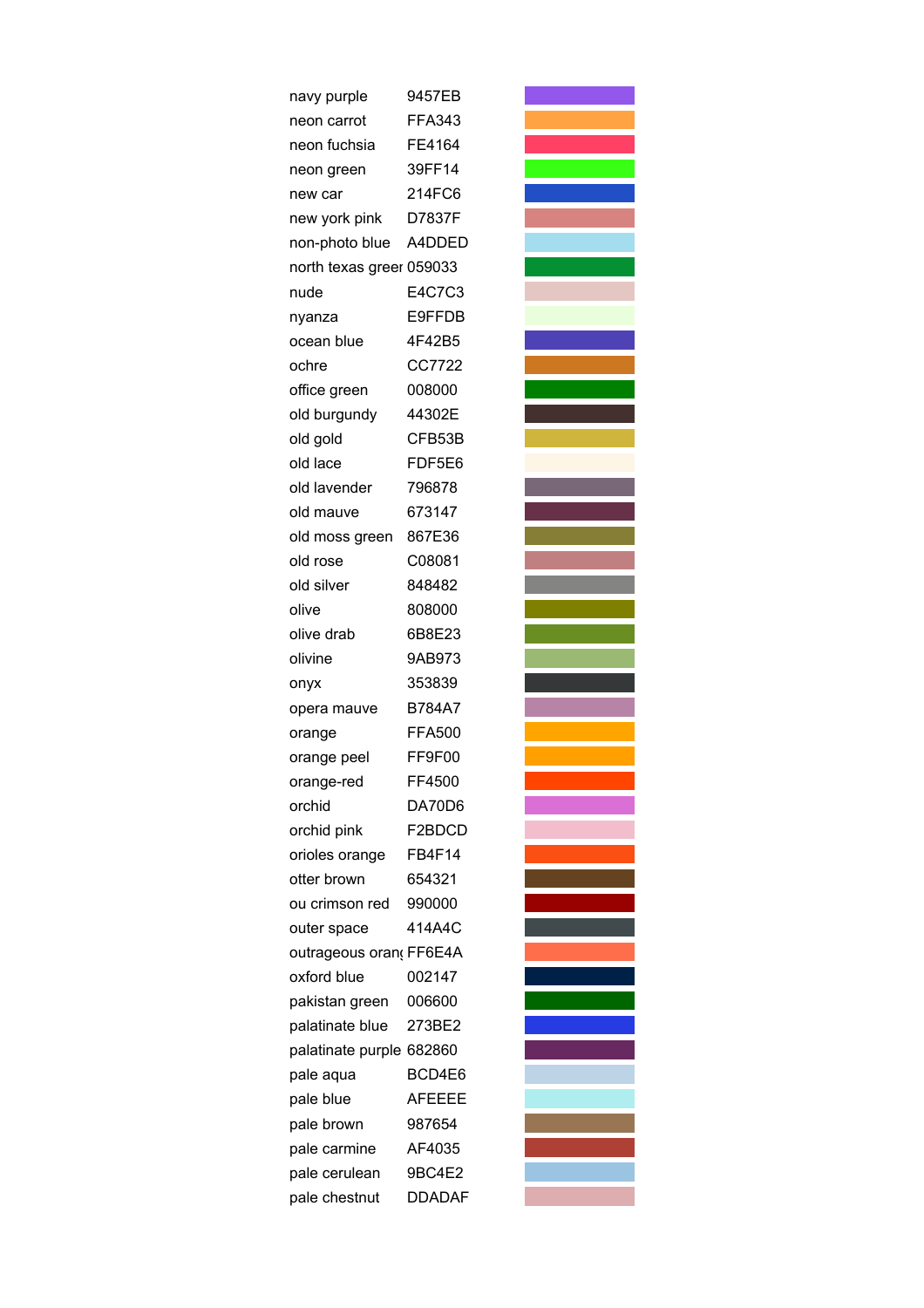| | | |
|---|---|---|
| navy purple | 9457EB | |
| neon carrot | FFA343 | |
| neon fuchsia | FE4164 | |
| neon green | 39FF14 | |
| new car | 214FC6 | |
| new york pink | D7837F | |
| non-photo blue | A4DDED | |
| north texas greer | 059033 | |
| nude | E4C7C3 | |
| nyanza | E9FFDB | |
| ocean blue | 4F42B5 | |
| ochre | CC7722 | |
| office green | 008000 | |
| old burgundy | 44302E | |
| old gold | CFB53B | |
| old lace | FDF5E6 | |
| old lavender | 796878 | |
| old mauve | 673147 | |
| old moss green | 867E36 | |
| old rose | C08081 | |
| old silver | 848482 | |
| olive | 808000 | |
| olive drab | 6B8E23 | |
| olivine | 9AB973 | |
| onyx | 353839 | |
| opera mauve | B784A7 | |
| orange | FFA500 | |
| orange peel | FF9F00 | |
| orange-red | FF4500 | |
| orchid | DA70D6 | |
| orchid pink | F2BDCD | |
| orioles orange | FB4F14 | |
| otter brown | 654321 | |
| ou crimson red | 990000 | |
| outer space | 414A4C | |
| outrageous oran | FF6E4A | |
| oxford blue | 002147 | |
| pakistan green | 006600 | |
| palatinate blue | 273BE2 | |
| palatinate purple | 682860 | |
| pale aqua | BCD4E6 | |
| pale blue | AFEEEE | |
| pale brown | 987654 | |
| pale carmine | AF4035 | |
| pale cerulean | 9BC4E2 | |
| pale chestnut | DDADAF | |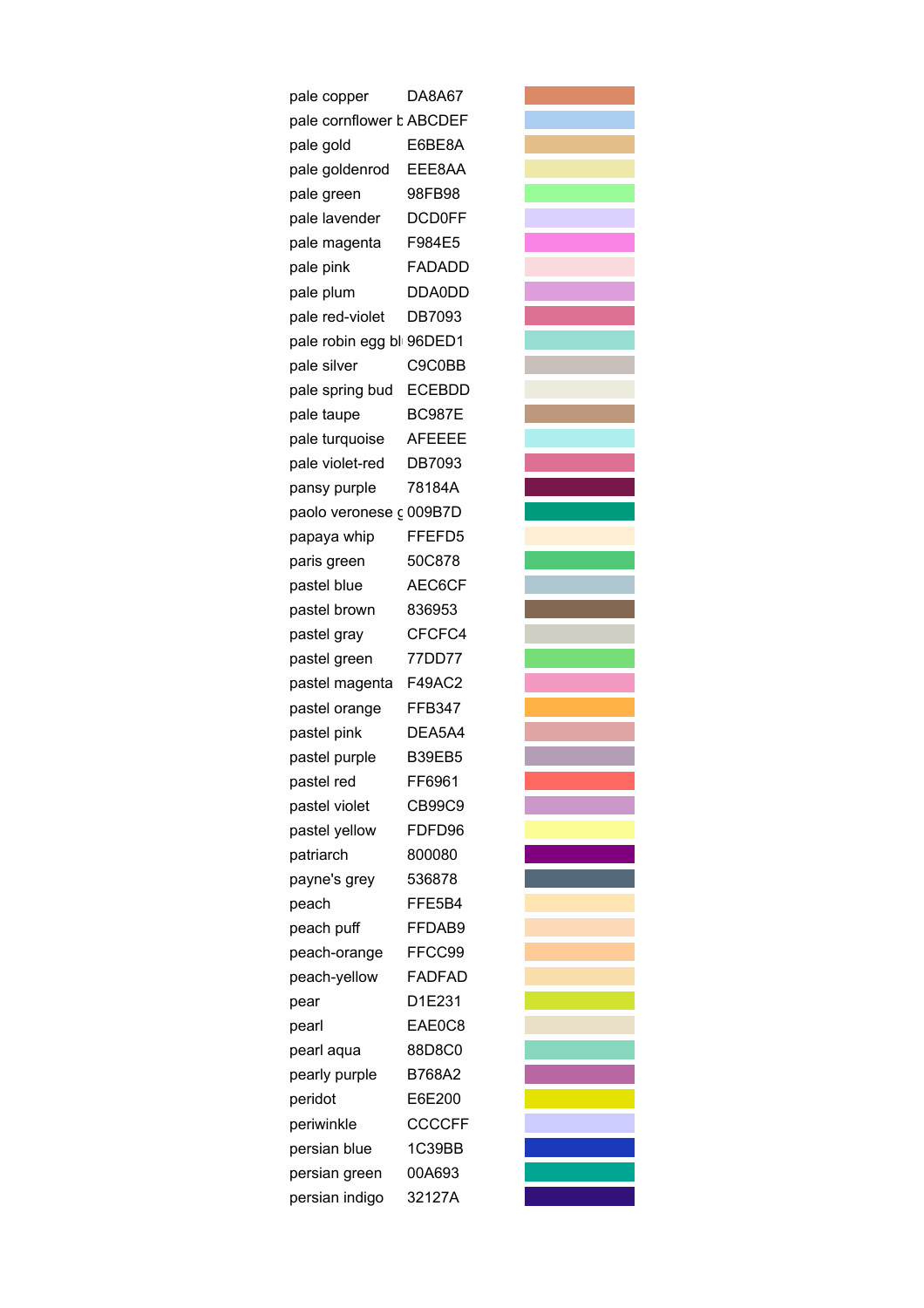| | | |
|---|---|---|
| pale copper | DA8A67 | |
| pale cornflower b | ABCDEF | |
| pale gold | E6BE8A | |
| pale goldenrod | EEE8AA | |
| pale green | 98FB98 | |
| pale lavender | DCD0FF | |
| pale magenta | F984E5 | |
| pale pink | FADADD | |
| pale plum | DDA0DD | |
| pale red-violet | DB7093 | |
| pale robin egg bl | 96DED1 | |
| pale silver | C9C0BB | |
| pale spring bud | ECEBDD | |
| pale taupe | BC987E | |
| pale turquoise | AFEEEE | |
| pale violet-red | DB7093 | |
| pansy purple | 78184A | |
| paolo veronese g | 009B7D | |
| papaya whip | FFEFD5 | |
| paris green | 50C878 | |
| pastel blue | AEC6CF | |
| pastel brown | 836953 | |
| pastel gray | CFCFC4 | |
| pastel green | 77DD77 | |
| pastel magenta | F49AC2 | |
| pastel orange | FFB347 | |
| pastel pink | DEA5A4 | |
| pastel purple | B39EB5 | |
| pastel red | FF6961 | |
| pastel violet | CB99C9 | |
| pastel yellow | FDFD96 | |
| patriarch | 800080 | |
| payne's grey | 536878 | |
| peach | FFE5B4 | |
| peach puff | FFDAB9 | |
| peach-orange | FFCC99 | |
| peach-yellow | FADFAD | |
| pear | D1E231 | |
| pearl | EAE0C8 | |
| pearl aqua | 88D8C0 | |
| pearly purple | B768A2 | |
| peridot | E6E200 | |
| periwinkle | CCCCFF | |
| persian blue | 1C39BB | |
| persian green | 00A693 | |
| persian indigo | 32127A | |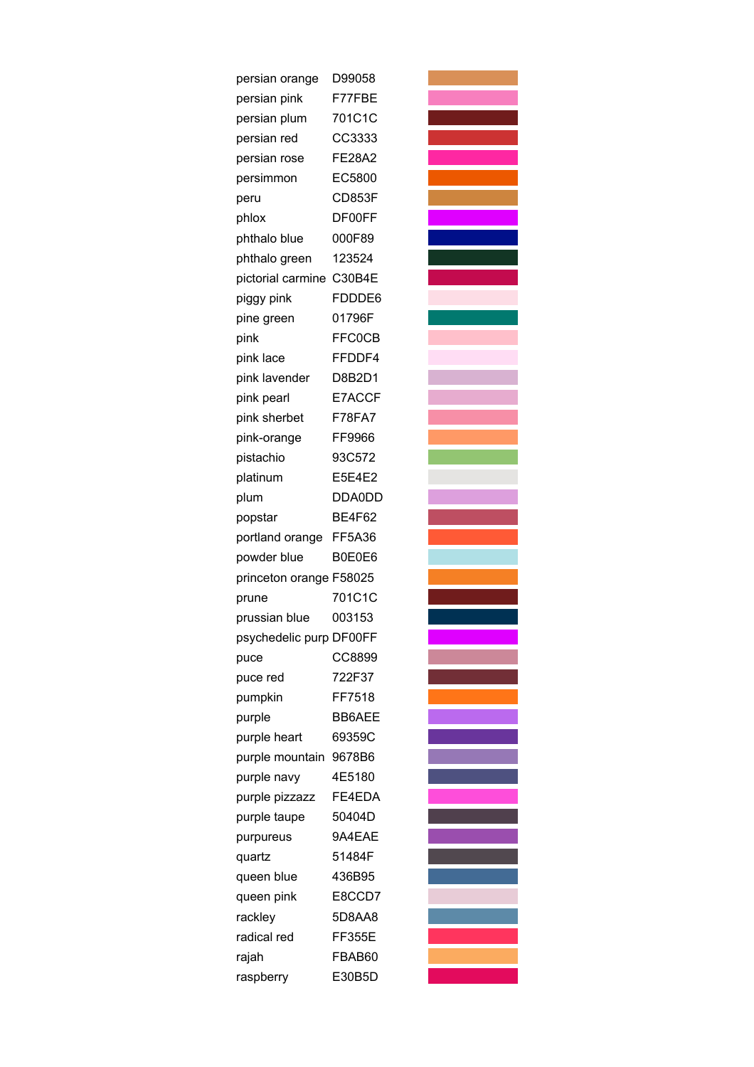| | | |
|---|---|---|
| persian orange | D99058 | |
| persian pink | F77FBE | |
| persian plum | 701C1C | |
| persian red | CC3333 | |
| persian rose | FE28A2 | |
| persimmon | EC5800 | |
| peru | CD853F | |
| phlox | DF00FF | |
| phthalo blue | 000F89 | |
| phthalo green | 123524 | |
| pictorial carmine | C30B4E | |
| piggy pink | FDDDE6 | |
| pine green | 01796F | |
| pink | FFC0CB | |
| pink lace | FFDDF4 | |
| pink lavender | D8B2D1 | |
| pink pearl | E7ACCF | |
| pink sherbet | F78FA7 | |
| pink-orange | FF9966 | |
| pistachio | 93C572 | |
| platinum | E5E4E2 | |
| plum | DDA0DD | |
| popstar | BE4F62 | |
| portland orange | FF5A36 | |
| powder blue | B0E0E6 | |
| princeton orange | F58025 | |
| prune | 701C1C | |
| prussian blue | 003153 | |
| psychedelic purp | DF00FF | |
| puce | CC8899 | |
| puce red | 722F37 | |
| pumpkin | FF7518 | |
| purple | BB6AEE | |
| purple heart | 69359C | |
| purple mountain | 9678B6 | |
| purple navy | 4E5180 | |
| purple pizzazz | FE4EDA | |
| purple taupe | 50404D | |
| purpureus | 9A4EAE | |
| quartz | 51484F | |
| queen blue | 436B95 | |
| queen pink | E8CCD7 | |
| rackley | 5D8AA8 | |
| radical red | FF355E | |
| rajah | FBAB60 | |
| raspberry | E30B5D | |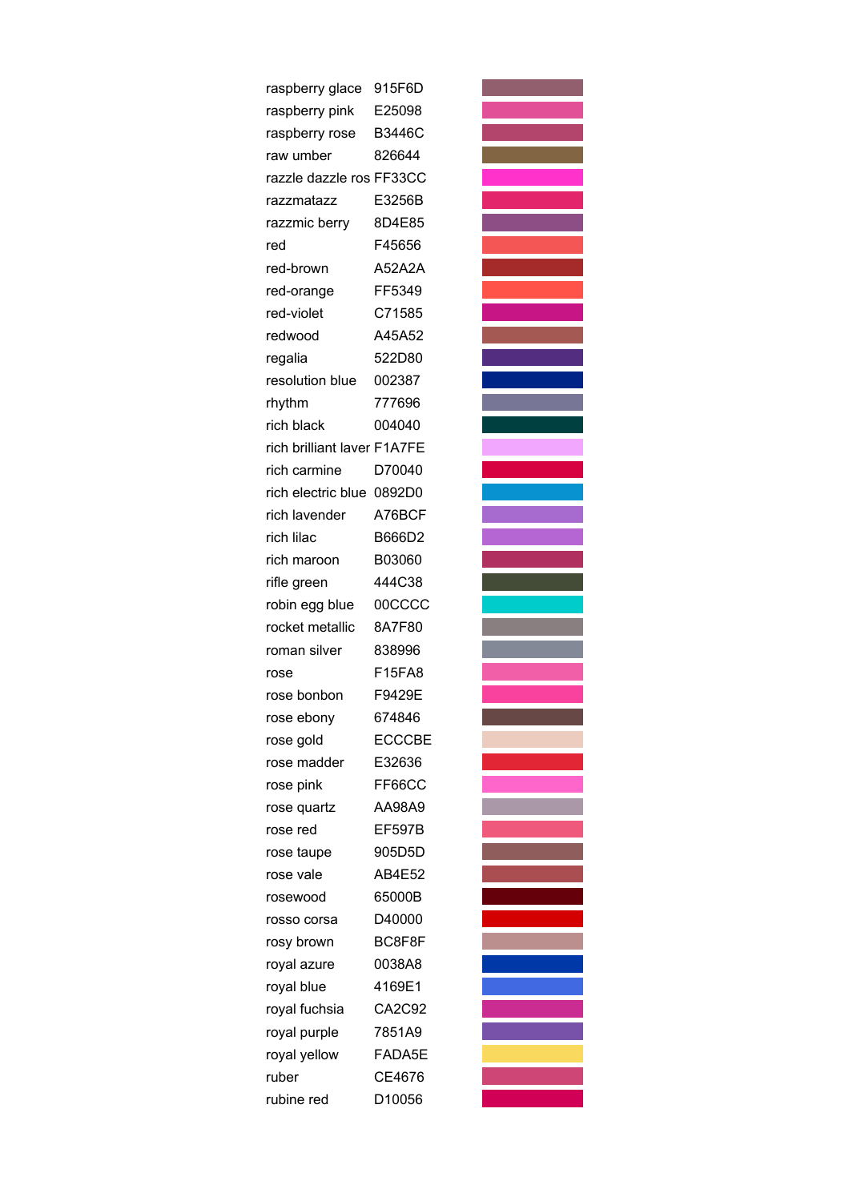| | | |
|---|---|---|
| raspberry glace | 915F6D | |
| raspberry pink | E25098 | |
| raspberry rose | B3446C | |
| raw umber | 826644 | |
| razzle dazzle ros | FF33CC | |
| razzmatazz | E3256B | |
| razzmic berry | 8D4E85 | |
| red | F45656 | |
| red-brown | A52A2A | |
| red-orange | FF5349 | |
| red-violet | C71585 | |
| redwood | A45A52 | |
| regalia | 522D80 | |
| resolution blue | 002387 | |
| rhythm | 777696 | |
| rich black | 004040 | |
| rich brilliant laver | F1A7FE | |
| rich carmine | D70040 | |
| rich electric blue | 0892D0 | |
| rich lavender | A76BCF | |
| rich lilac | B666D2 | |
| rich maroon | B03060 | |
| rifle green | 444C38 | |
| robin egg blue | 00CCCC | |
| rocket metallic | 8A7F80 | |
| roman silver | 838996 | |
| rose | F15FA8 | |
| rose bonbon | F9429E | |
| rose ebony | 674846 | |
| rose gold | ECCCBE | |
| rose madder | E32636 | |
| rose pink | FF66CC | |
| rose quartz | AA98A9 | |
| rose red | EF597B | |
| rose taupe | 905D5D | |
| rose vale | AB4E52 | |
| rosewood | 65000B | |
| rosso corsa | D40000 | |
| rosy brown | BC8F8F | |
| royal azure | 0038A8 | |
| royal blue | 4169E1 | |
| royal fuchsia | CA2C92 | |
| royal purple | 7851A9 | |
| royal yellow | FADA5E | |
| ruber | CE4676 | |
| rubine red | D10056 | |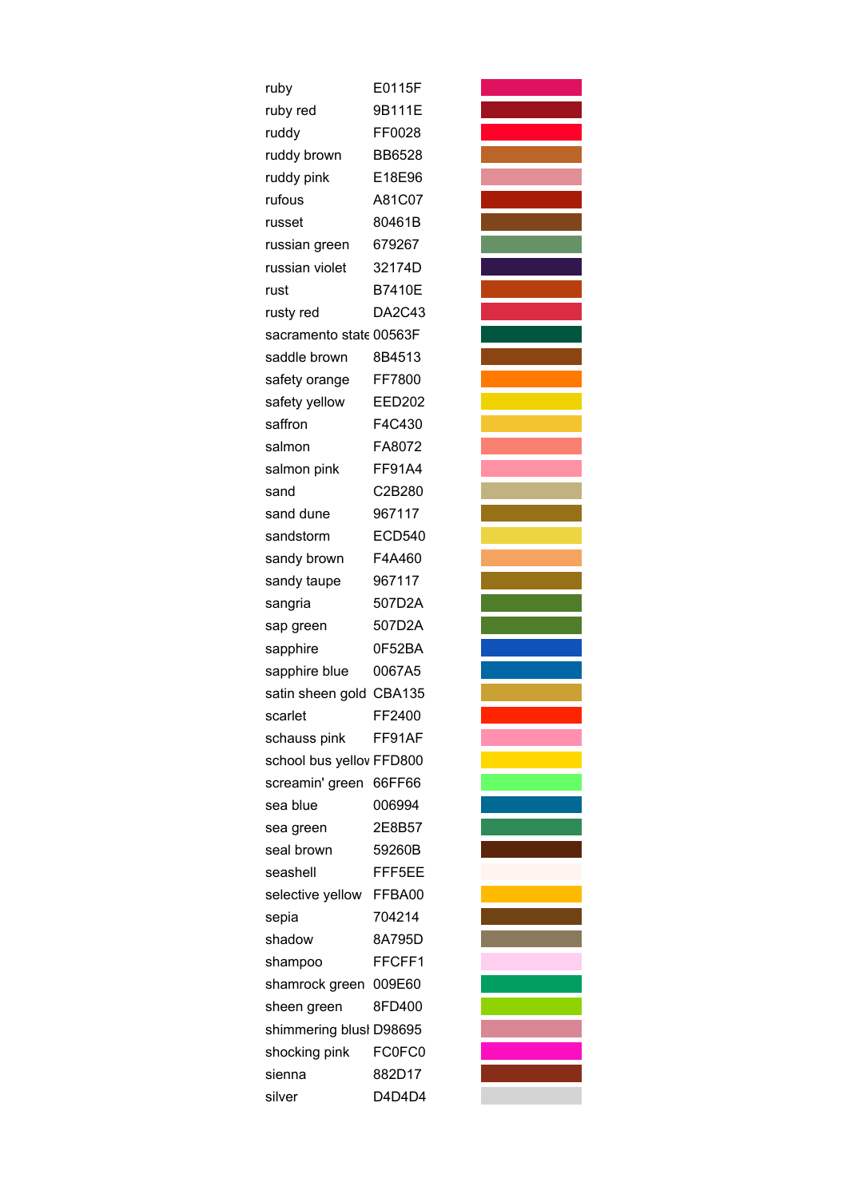| | | |
|---|---|---|
| ruby | E0115F | |
| ruby red | 9B111E | |
| ruddy | FF0028 | |
| ruddy brown | BB6528 | |
| ruddy pink | E18E96 | |
| rufous | A81C07 | |
| russet | 80461B | |
| russian green | 679267 | |
| russian violet | 32174D | |
| rust | B7410E | |
| rusty red | DA2C43 | |
| sacramento state | 00563F | |
| saddle brown | 8B4513 | |
| safety orange | FF7800 | |
| safety yellow | EED202 | |
| saffron | F4C430 | |
| salmon | FA8072 | |
| salmon pink | FF91A4 | |
| sand | C2B280 | |
| sand dune | 967117 | |
| sandstorm | ECD540 | |
| sandy brown | F4A460 | |
| sandy taupe | 967117 | |
| sangria | 507D2A | |
| sap green | 507D2A | |
| sapphire | 0F52BA | |
| sapphire blue | 0067A5 | |
| satin sheen gold | CBA135 | |
| scarlet | FF2400 | |
| schauss pink | FF91AF | |
| school bus yellov | FFD800 | |
| screamin' green | 66FF66 | |
| sea blue | 006994 | |
| sea green | 2E8B57 | |
| seal brown | 59260B | |
| seashell | FFF5EE | |
| selective yellow | FFBA00 | |
| sepia | 704214 | |
| shadow | 8A795D | |
| shampoo | FFCFF1 | |
| shamrock green | 009E60 | |
| sheen green | 8FD400 | |
| shimmering blusl | D98695 | |
| shocking pink | FC0FC0 | |
| sienna | 882D17 | |
| silver | D4D4D4 | |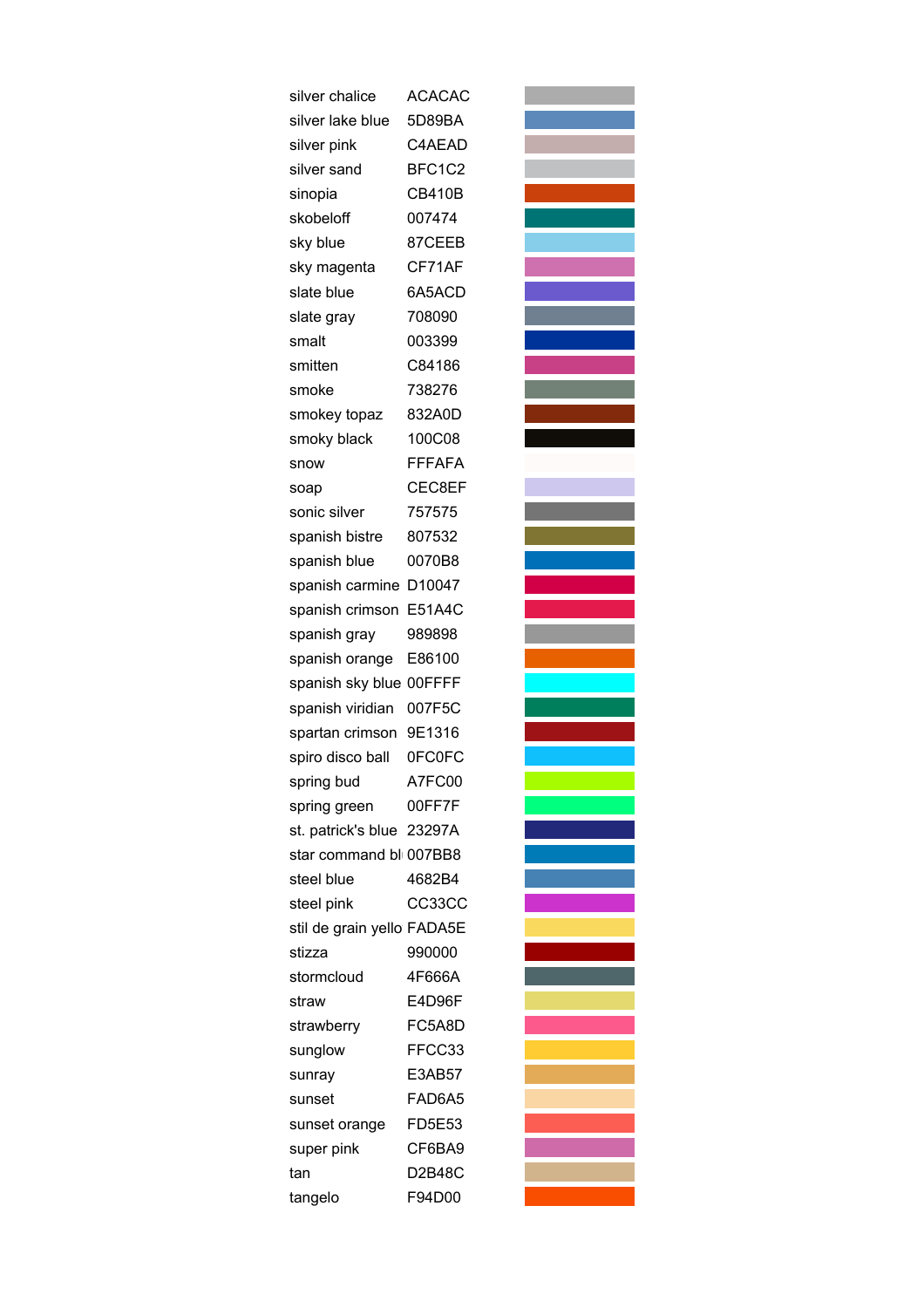| | | |
|---|---|---|
| silver chalice | ACACAC | |
| silver lake blue | 5D89BA | |
| silver pink | C4AEAD | |
| silver sand | BFC1C2 | |
| sinopia | CB410B | |
| skobeloff | 007474 | |
| sky blue | 87CEEB | |
| sky magenta | CF71AF | |
| slate blue | 6A5ACD | |
| slate gray | 708090 | |
| smalt | 003399 | |
| smitten | C84186 | |
| smoke | 738276 | |
| smokey topaz | 832A0D | |
| smoky black | 100C08 | |
| snow | FFFAFA | |
| soap | CEC8EF | |
| sonic silver | 757575 | |
| spanish bistre | 807532 | |
| spanish blue | 0070B8 | |
| spanish carmine | D10047 | |
| spanish crimson | E51A4C | |
| spanish gray | 989898 | |
| spanish orange | E86100 | |
| spanish sky blue | 00FFFF | |
| spanish viridian | 007F5C | |
| spartan crimson | 9E1316 | |
| spiro disco ball | 0FC0FC | |
| spring bud | A7FC00 | |
| spring green | 00FF7F | |
| st. patrick's blue | 23297A | |
| star command bl | 007BB8 | |
| steel blue | 4682B4 | |
| steel pink | CC33CC | |
| stil de grain yello | FADA5E | |
| stizza | 990000 | |
| stormcloud | 4F666A | |
| straw | E4D96F | |
| strawberry | FC5A8D | |
| sunglow | FFCC33 | |
| sunray | E3AB57 | |
| sunset | FAD6A5 | |
| sunset orange | FD5E53 | |
| super pink | CF6BA9 | |
| tan | D2B48C | |
| tangelo | F94D00 | |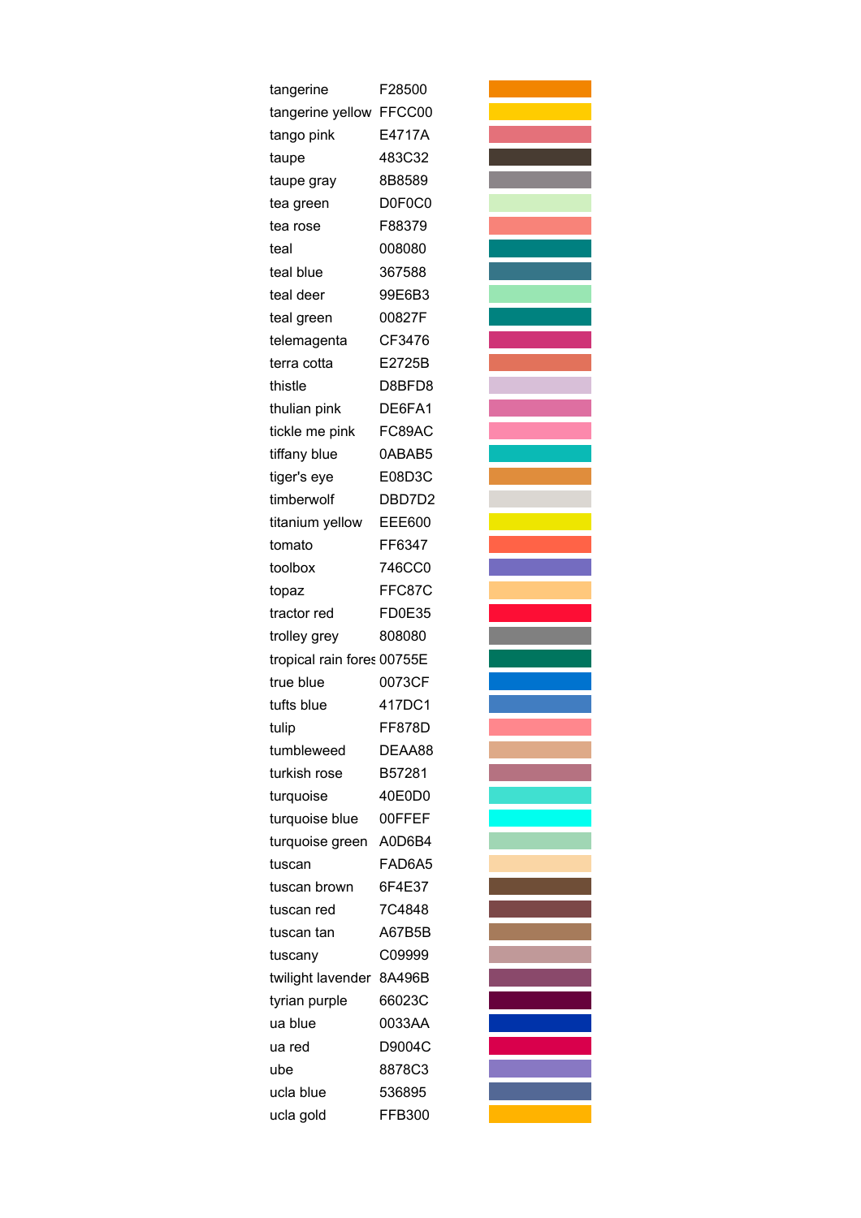| | | |
|---|---|---|
| tangerine | F28500 | |
| tangerine yellow | FFCC00 | |
| tango pink | E4717A | |
| taupe | 483C32 | |
| taupe gray | 8B8589 | |
| tea green | D0F0C0 | |
| tea rose | F88379 | |
| teal | 008080 | |
| teal blue | 367588 | |
| teal deer | 99E6B3 | |
| teal green | 00827F | |
| telemagenta | CF3476 | |
| terra cotta | E2725B | |
| thistle | D8BFD8 | |
| thulian pink | DE6FA1 | |
| tickle me pink | FC89AC | |
| tiffany blue | 0ABAB5 | |
| tiger's eye | E08D3C | |
| timberwolf | DBD7D2 | |
| titanium yellow | EEE600 | |
| tomato | FF6347 | |
| toolbox | 746CC0 | |
| topaz | FFC87C | |
| tractor red | FD0E35 | |
| trolley grey | 808080 | |
| tropical rain fores | 00755E | |
| true blue | 0073CF | |
| tufts blue | 417DC1 | |
| tulip | FF878D | |
| tumbleweed | DEAA88 | |
| turkish rose | B57281 | |
| turquoise | 40E0D0 | |
| turquoise blue | 00FFEF | |
| turquoise green | A0D6B4 | |
| tuscan | FAD6A5 | |
| tuscan brown | 6F4E37 | |
| tuscan red | 7C4848 | |
| tuscan tan | A67B5B | |
| tuscany | C09999 | |
| twilight lavender | 8A496B | |
| tyrian purple | 66023C | |
| ua blue | 0033AA | |
| ua red | D9004C | |
| ube | 8878C3 | |
| ucla blue | 536895 | |
| ucla gold | FFB300 | |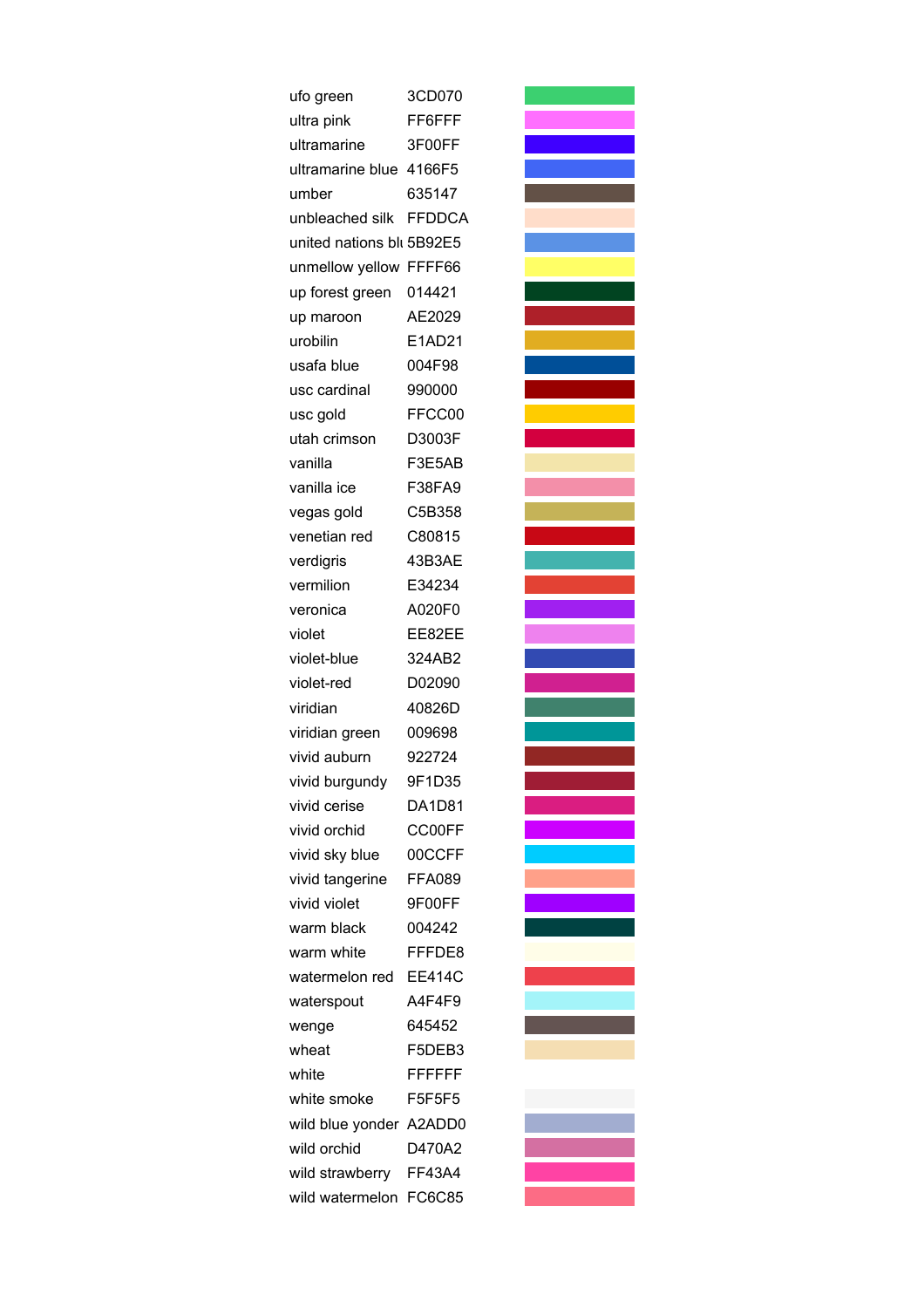| | | |
|---|---|---|
| ufo green | 3CD070 | |
| ultra pink | FF6FFF | |
| ultramarine | 3F00FF | |
| ultramarine blue | 4166F5 | |
| umber | 635147 | |
| unbleached silk | FFDDCA | |
| united nations blu | 5B92E5 | |
| unmellow yellow | FFFF66 | |
| up forest green | 014421 | |
| up maroon | AE2029 | |
| urobilin | E1AD21 | |
| usafa blue | 004F98 | |
| usc cardinal | 990000 | |
| usc gold | FFCC00 | |
| utah crimson | D3003F | |
| vanilla | F3E5AB | |
| vanilla ice | F38FA9 | |
| vegas gold | C5B358 | |
| venetian red | C80815 | |
| verdigris | 43B3AE | |
| vermilion | E34234 | |
| veronica | A020F0 | |
| violet | EE82EE | |
| violet-blue | 324AB2 | |
| violet-red | D02090 | |
| viridian | 40826D | |
| viridian green | 009698 | |
| vivid auburn | 922724 | |
| vivid burgundy | 9F1D35 | |
| vivid cerise | DA1D81 | |
| vivid orchid | CC00FF | |
| vivid sky blue | 00CCFF | |
| vivid tangerine | FFA089 | |
| vivid violet | 9F00FF | |
| warm black | 004242 | |
| warm white | FFFDE8 | |
| watermelon red | EE414C | |
| waterspout | A4F4F9 | |
| wenge | 645452 | |
| wheat | F5DEB3 | |
| white | FFFFFF | |
| white smoke | F5F5F5 | |
| wild blue yonder | A2ADD0 | |
| wild orchid | D470A2 | |
| wild strawberry | FF43A4 | |
| wild watermelon | FC6C85 | |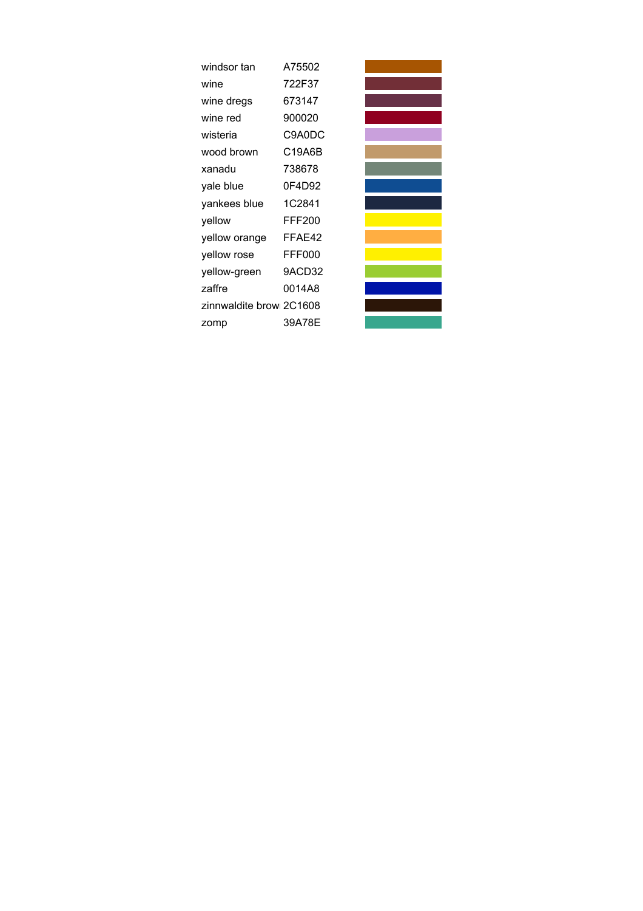| | | |
|---|---|---|
| windsor tan | A75502 | |
| wine | 722F37 | |
| wine dregs | 673147 | |
| wine red | 900020 | |
| wisteria | C9A0DC | |
| wood brown | C19A6B | |
| xanadu | 738678 | |
| yale blue | 0F4D92 | |
| yankees blue | 1C2841 | |
| yellow | FFF200 | |
| yellow orange | FFAE42 | |
| yellow rose | FFF000 | |
| yellow-green | 9ACD32 | |
| zaffre | 0014A8 | |
| zinnwaldite brow | 2C1608 | |
| zomp | 39A78E | |